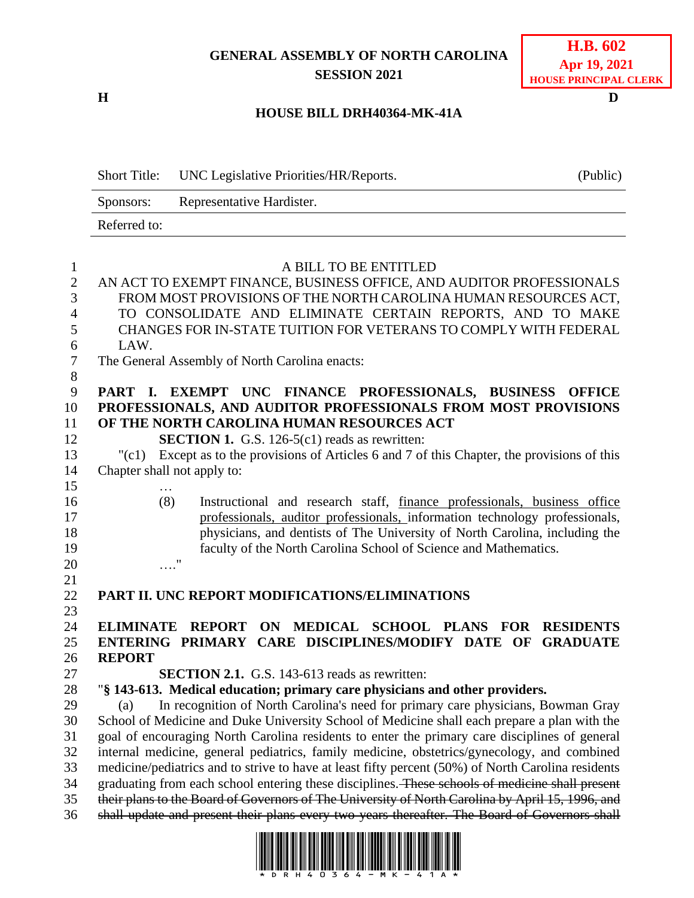**GENERAL ASSEMBLY OF NORTH CAROLINA**
**SESSION 2021**

**H.B. 602**
**Apr 19, 2021**
**HOUSE PRINCIPAL CLERK**

**H** **D**

**HOUSE BILL DRH40364-MK-41A**

| Short Title: | UNC Legislative Priorities/HR/Reports. | (Public) |
|---|---|---|
| Sponsors: | Representative Hardister. | |
| Referred to: | | |

A BILL TO BE ENTITLED

AN ACT TO EXEMPT FINANCE, BUSINESS OFFICE, AND AUDITOR PROFESSIONALS FROM MOST PROVISIONS OF THE NORTH CAROLINA HUMAN RESOURCES ACT, TO CONSOLIDATE AND ELIMINATE CERTAIN REPORTS, AND TO MAKE CHANGES FOR IN-STATE TUITION FOR VETERANS TO COMPLY WITH FEDERAL LAW.

The General Assembly of North Carolina enacts:

**PART I. EXEMPT UNC FINANCE PROFESSIONALS, BUSINESS OFFICE PROFESSIONALS, AND AUDITOR PROFESSIONALS FROM MOST PROVISIONS OF THE NORTH CAROLINA HUMAN RESOURCES ACT**

**SECTION 1.** G.S. 126-5(c1) reads as rewritten:

"(c1) Except as to the provisions of Articles 6 and 7 of this Chapter, the provisions of this Chapter shall not apply to:

…

(8) Instructional and research staff, finance professionals, business office professionals, auditor professionals, information technology professionals, physicians, and dentists of The University of North Carolina, including the faculty of the North Carolina School of Science and Mathematics.

…."

**PART II. UNC REPORT MODIFICATIONS/ELIMINATIONS**

**ELIMINATE REPORT ON MEDICAL SCHOOL PLANS FOR RESIDENTS ENTERING PRIMARY CARE DISCIPLINES/MODIFY DATE OF GRADUATE REPORT**

**SECTION 2.1.** G.S. 143-613 reads as rewritten:

"**§ 143-613. Medical education; primary care physicians and other providers.**

(a) In recognition of North Carolina's need for primary care physicians, Bowman Gray School of Medicine and Duke University School of Medicine shall each prepare a plan with the goal of encouraging North Carolina residents to enter the primary care disciplines of general internal medicine, general pediatrics, family medicine, obstetrics/gynecology, and combined medicine/pediatrics and to strive to have at least fifty percent (50%) of North Carolina residents graduating from each school entering these disciplines. ~~These schools of medicine shall present their plans to the Board of Governors of The University of North Carolina by April 15, 1996, and shall update and present their plans every two years thereafter. The Board of Governors shall~~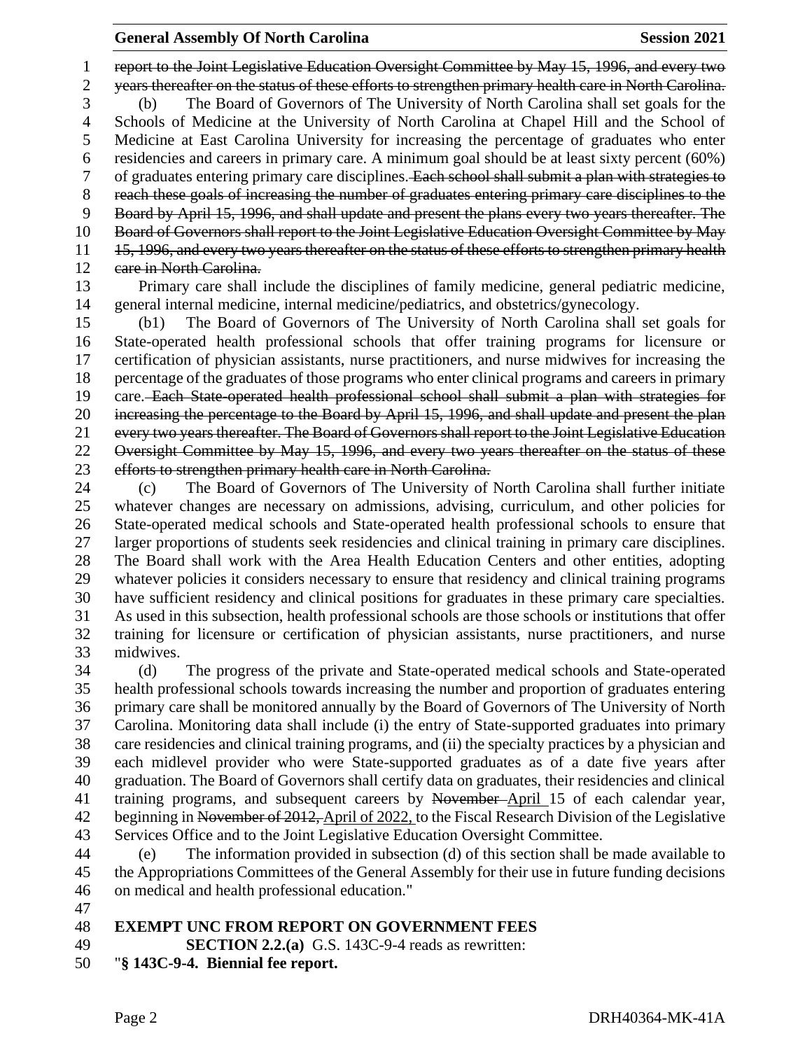~~report to the Joint Legislative Education Oversight Committee by May 15, 1996, and every two years thereafter on the status of these efforts to strengthen primary health care in North Carolina.~~

(b) The Board of Governors of The University of North Carolina shall set goals for the Schools of Medicine at the University of North Carolina at Chapel Hill and the School of Medicine at East Carolina University for increasing the percentage of graduates who enter residencies and careers in primary care. A minimum goal should be at least sixty percent (60%) of graduates entering primary care disciplines. ~~Each school shall submit a plan with strategies to reach these goals of increasing the number of graduates entering primary care disciplines to the Board by April 15, 1996, and shall update and present the plans every two years thereafter. The Board of Governors shall report to the Joint Legislative Education Oversight Committee by May 15, 1996, and every two years thereafter on the status of these efforts to strengthen primary health care in North Carolina.~~

Primary care shall include the disciplines of family medicine, general pediatric medicine, general internal medicine, internal medicine/pediatrics, and obstetrics/gynecology.

(b1) The Board of Governors of The University of North Carolina shall set goals for State-operated health professional schools that offer training programs for licensure or certification of physician assistants, nurse practitioners, and nurse midwives for increasing the percentage of the graduates of those programs who enter clinical programs and careers in primary care. ~~Each State-operated health professional school shall submit a plan with strategies for increasing the percentage to the Board by April 15, 1996, and shall update and present the plan every two years thereafter. The Board of Governors shall report to the Joint Legislative Education Oversight Committee by May 15, 1996, and every two years thereafter on the status of these efforts to strengthen primary health care in North Carolina.~~

(c) The Board of Governors of The University of North Carolina shall further initiate whatever changes are necessary on admissions, advising, curriculum, and other policies for State-operated medical schools and State-operated health professional schools to ensure that larger proportions of students seek residencies and clinical training in primary care disciplines. The Board shall work with the Area Health Education Centers and other entities, adopting whatever policies it considers necessary to ensure that residency and clinical training programs have sufficient residency and clinical positions for graduates in these primary care specialties. As used in this subsection, health professional schools are those schools or institutions that offer training for licensure or certification of physician assistants, nurse practitioners, and nurse midwives.

(d) The progress of the private and State-operated medical schools and State-operated health professional schools towards increasing the number and proportion of graduates entering primary care shall be monitored annually by the Board of Governors of The University of North Carolina. Monitoring data shall include (i) the entry of State-supported graduates into primary care residencies and clinical training programs, and (ii) the specialty practices by a physician and each midlevel provider who were State-supported graduates as of a date five years after graduation. The Board of Governors shall certify data on graduates, their residencies and clinical training programs, and subsequent careers by ~~November~~ <u>April</u> 15 of each calendar year, beginning in ~~November of 2012,~~ <u>April of 2022,</u> to the Fiscal Research Division of the Legislative Services Office and to the Joint Legislative Education Oversight Committee.

(e) The information provided in subsection (d) of this section shall be made available to the Appropriations Committees of the General Assembly for their use in future funding decisions on medical and health professional education."

**EXEMPT UNC FROM REPORT ON GOVERNMENT FEES**

**SECTION 2.2.(a)** G.S. 143C-9-4 reads as rewritten:

"**§ 143C-9-4. Biennial fee report.**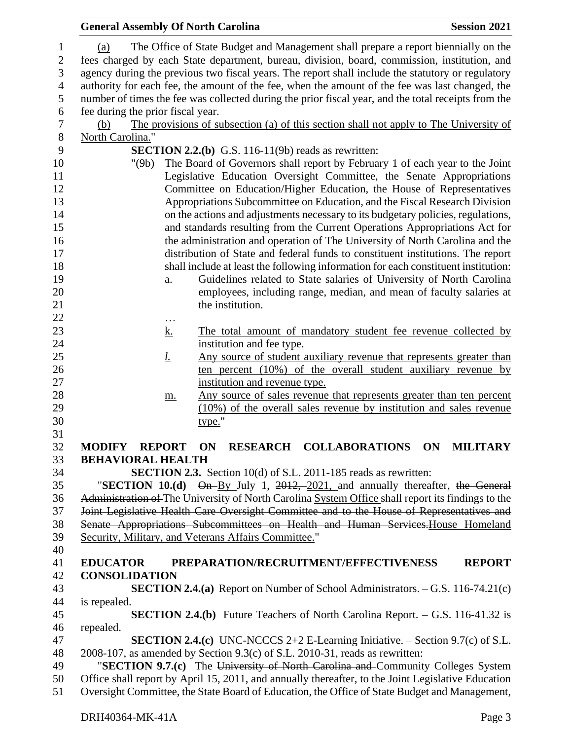(a) The Office of State Budget and Management shall prepare a report biennially on the fees charged by each State department, bureau, division, board, commission, institution, and agency during the previous two fiscal years. The report shall include the statutory or regulatory authority for each fee, the amount of the fee, when the amount of the fee was last changed, the number of times the fee was collected during the prior fiscal year, and the total receipts from the fee during the prior fiscal year.

(b) The provisions of subsection (a) of this section shall not apply to The University of North Carolina."

**SECTION 2.2.(b)** G.S. 116-11(9b) reads as rewritten:

"(9b) The Board of Governors shall report by February 1 of each year to the Joint Legislative Education Oversight Committee, the Senate Appropriations Committee on Education/Higher Education, the House of Representatives Appropriations Subcommittee on Education, and the Fiscal Research Division on the actions and adjustments necessary to its budgetary policies, regulations, and standards resulting from the Current Operations Appropriations Act for the administration and operation of The University of North Carolina and the distribution of State and federal funds to constituent institutions. The report shall include at least the following information for each constituent institution:

a. Guidelines related to State salaries of University of North Carolina employees, including range, median, and mean of faculty salaries at the institution.

…

k. The total amount of mandatory student fee revenue collected by institution and fee type.

*l.* Any source of student auxiliary revenue that represents greater than ten percent (10%) of the overall student auxiliary revenue by institution and revenue type.

m. Any source of sales revenue that represents greater than ten percent (10%) of the overall sales revenue by institution and sales revenue type."

## MODIFY REPORT ON RESEARCH COLLABORATIONS ON MILITARY BEHAVIORAL HEALTH

**SECTION 2.3.** Section 10(d) of S.L. 2011-185 reads as rewritten:

"**SECTION 10.(d)** ~~On~~ By July 1, ~~2012,~~ 2021, and annually thereafter, ~~the General Administration of~~ The University of North Carolina System Office shall report its findings to the ~~Joint Legislative Health Care Oversight Committee and to the House of Representatives and Senate Appropriations Subcommittees on Health and Human Services.~~House Homeland Security, Military, and Veterans Affairs Committee."

## EDUCATOR PREPARATION/RECRUITMENT/EFFECTIVENESS REPORT CONSOLIDATION

**SECTION 2.4.(a)** Report on Number of School Administrators. – G.S. 116-74.21(c) is repealed.

**SECTION 2.4.(b)** Future Teachers of North Carolina Report. – G.S. 116-41.32 is repealed.

**SECTION 2.4.(c)** UNC-NCCCS 2+2 E-Learning Initiative. – Section 9.7(c) of S.L. 2008-107, as amended by Section 9.3(c) of S.L. 2010-31, reads as rewritten:

"**SECTION 9.7.(c)** The ~~University of North Carolina and~~ Community Colleges System Office shall report by April 15, 2011, and annually thereafter, to the Joint Legislative Education Oversight Committee, the State Board of Education, the Office of State Budget and Management,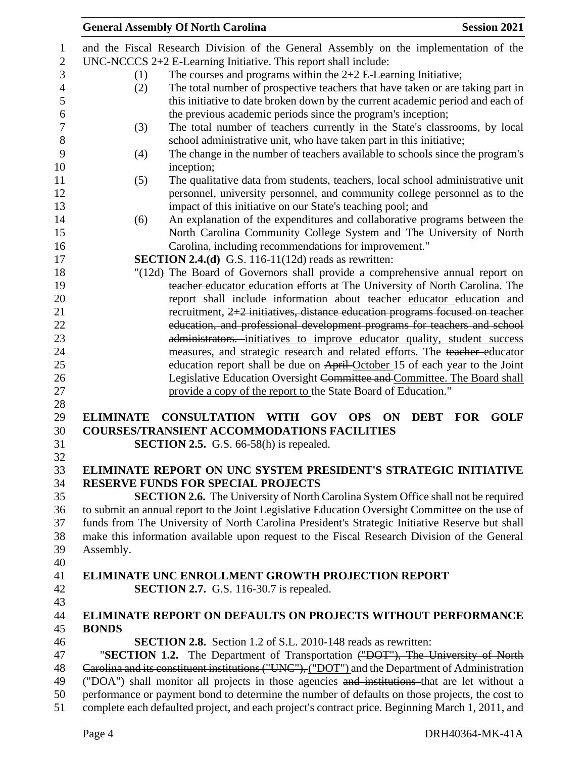and the Fiscal Research Division of the General Assembly on the implementation of the UNC-NCCCS 2+2 E-Learning Initiative. This report shall include:

(1) The courses and programs within the 2+2 E-Learning Initiative;

(2) The total number of prospective teachers that have taken or are taking part in this initiative to date broken down by the current academic period and each of the previous academic periods since the program's inception;

(3) The total number of teachers currently in the State's classrooms, by local school administrative unit, who have taken part in this initiative;

(4) The change in the number of teachers available to schools since the program's inception;

(5) The qualitative data from students, teachers, local school administrative unit personnel, university personnel, and community college personnel as to the impact of this initiative on our State's teaching pool; and

(6) An explanation of the expenditures and collaborative programs between the North Carolina Community College System and The University of North Carolina, including recommendations for improvement."

**SECTION 2.4.(d)** G.S. 116-11(12d) reads as rewritten:

"(12d) The Board of Governors shall provide a comprehensive annual report on ~~teacher~~ educator education efforts at The University of North Carolina. The report shall include information about ~~teacher~~ educator education and recruitment, ~~2+2 initiatives, distance education programs focused on teacher education, and professional development programs for teachers and school administrators.~~ initiatives to improve educator quality, student success measures, and strategic research and related efforts. The ~~teacher~~ educator education report shall be due on ~~April~~ October 15 of each year to the Joint Legislative Education Oversight ~~Committee and~~ Committee. The Board shall provide a copy of the report to the State Board of Education."

**ELIMINATE CONSULTATION WITH GOV OPS ON DEBT FOR GOLF COURSES/TRANSIENT ACCOMMODATIONS FACILITIES**

**SECTION 2.5.** G.S. 66-58(h) is repealed.

**ELIMINATE REPORT ON UNC SYSTEM PRESIDENT'S STRATEGIC INITIATIVE RESERVE FUNDS FOR SPECIAL PROJECTS**

**SECTION 2.6.** The University of North Carolina System Office shall not be required to submit an annual report to the Joint Legislative Education Oversight Committee on the use of funds from The University of North Carolina President's Strategic Initiative Reserve but shall make this information available upon request to the Fiscal Research Division of the General Assembly.

**ELIMINATE UNC ENROLLMENT GROWTH PROJECTION REPORT**

**SECTION 2.7.** G.S. 116-30.7 is repealed.

**ELIMINATE REPORT ON DEFAULTS ON PROJECTS WITHOUT PERFORMANCE BONDS**

**SECTION 2.8.** Section 1.2 of S.L. 2010-148 reads as rewritten:

"**SECTION 1.2.** The Department of Transportation ~~("DOT"), The University of North Carolina and its constituent institutions ("UNC"),~~ ("DOT") and the Department of Administration ("DOA") shall monitor all projects in those agencies ~~and institutions~~ that are let without a performance or payment bond to determine the number of defaults on those projects, the cost to complete each defaulted project, and each project's contract price. Beginning March 1, 2011, and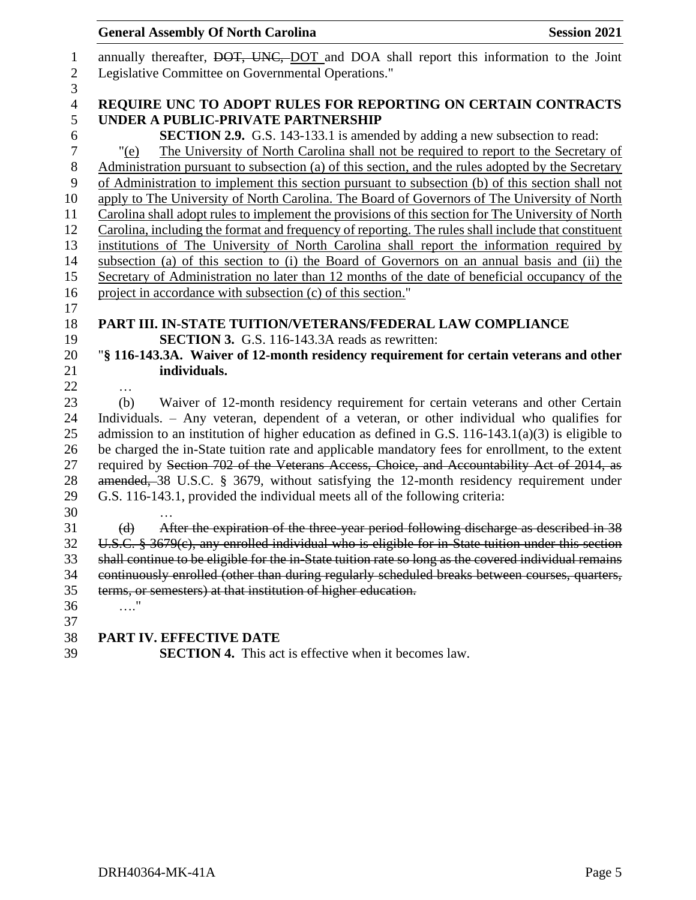annually thereafter, ~~DOT, UNC,~~ DOT and DOA shall report this information to the Joint Legislative Committee on Governmental Operations."

**REQUIRE UNC TO ADOPT RULES FOR REPORTING ON CERTAIN CONTRACTS UNDER A PUBLIC-PRIVATE PARTNERSHIP**

**SECTION 2.9.** G.S. 143-133.1 is amended by adding a new subsection to read:

"(e) The University of North Carolina shall not be required to report to the Secretary of Administration pursuant to subsection (a) of this section, and the rules adopted by the Secretary of Administration to implement this section pursuant to subsection (b) of this section shall not apply to The University of North Carolina. The Board of Governors of The University of North Carolina shall adopt rules to implement the provisions of this section for The University of North Carolina, including the format and frequency of reporting. The rules shall include that constituent institutions of The University of North Carolina shall report the information required by subsection (a) of this section to (i) the Board of Governors on an annual basis and (ii) the Secretary of Administration no later than 12 months of the date of beneficial occupancy of the project in accordance with subsection (c) of this section."

**PART III. IN-STATE TUITION/VETERANS/FEDERAL LAW COMPLIANCE**

**SECTION 3.** G.S. 116-143.3A reads as rewritten:

"**§ 116-143.3A. Waiver of 12-month residency requirement for certain veterans and other individuals.**

…

(b) Waiver of 12-month residency requirement for certain veterans and other Certain Individuals. – Any veteran, dependent of a veteran, or other individual who qualifies for admission to an institution of higher education as defined in G.S. 116-143.1(a)(3) is eligible to be charged the in-State tuition rate and applicable mandatory fees for enrollment, to the extent required by ~~Section 702 of the Veterans Access, Choice, and Accountability Act of 2014, as amended,~~ 38 U.S.C. § 3679, without satisfying the 12-month residency requirement under G.S. 116-143.1, provided the individual meets all of the following criteria:

…

~~(d) After the expiration of the three-year period following discharge as described in 38 U.S.C. § 3679(c), any enrolled individual who is eligible for in-State tuition under this section shall continue to be eligible for the in-State tuition rate so long as the covered individual remains continuously enrolled (other than during regularly scheduled breaks between courses, quarters, terms, or semesters) at that institution of higher education.~~

…."

**PART IV. EFFECTIVE DATE**

**SECTION 4.** This act is effective when it becomes law.